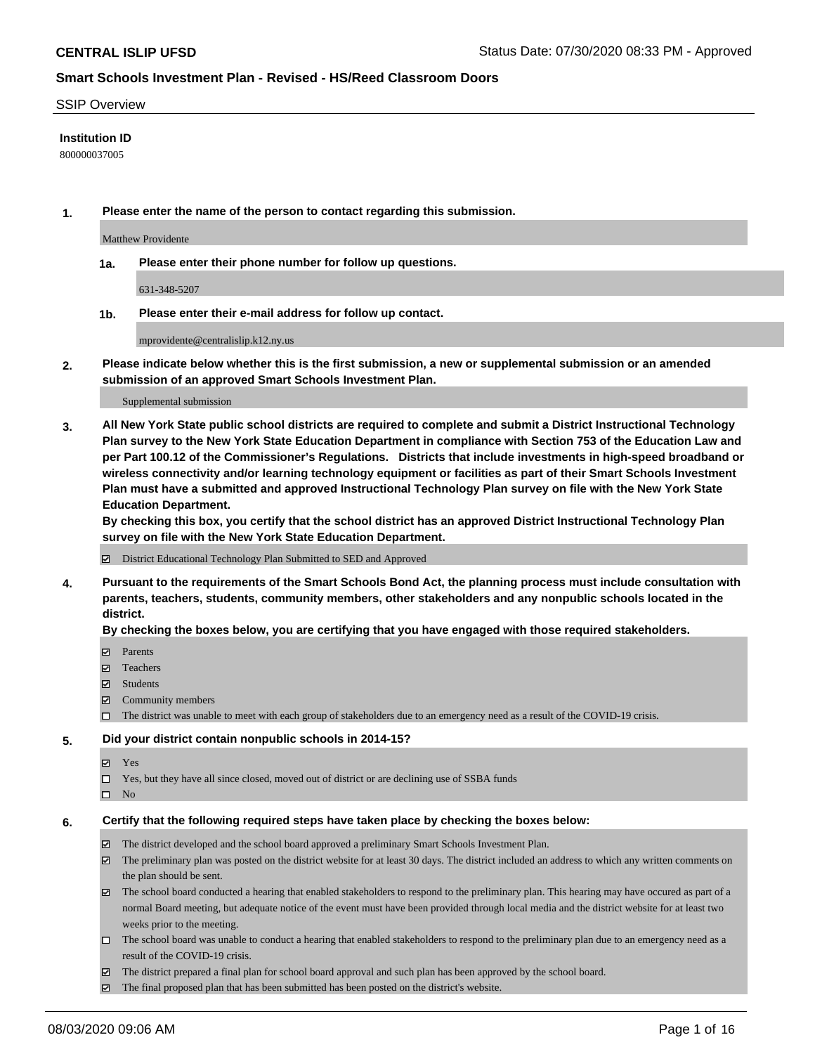**CENTRAL ISLIP UFSD** Status Date: 07/30/2020 08:33 PM - Approved

## Smart Schools Investment Plan - Revised - HS/Reed Classroom Doors

SSIP Overview

**Institution ID**

800000037005

**1. Please enter the name of the person to contact regarding this submission.**

Matthew Providente

**1a. Please enter their phone number for follow up questions.**

631-348-5207

**1b. Please enter their e-mail address for follow up contact.**

mprovidente@centralislip.k12.ny.us

**2. Please indicate below whether this is the first submission, a new or supplemental submission or an amended submission of an approved Smart Schools Investment Plan.**

Supplemental submission

**3. All New York State public school districts are required to complete and submit a District Instructional Technology Plan survey to the New York State Education Department in compliance with Section 753 of the Education Law and per Part 100.12 of the Commissioner's Regulations. Districts that include investments in high-speed broadband or wireless connectivity and/or learning technology equipment or facilities as part of their Smart Schools Investment Plan must have a submitted and approved Instructional Technology Plan survey on file with the New York State Education Department.**
**By checking this box, you certify that the school district has an approved District Instructional Technology Plan survey on file with the New York State Education Department.**

☑ District Educational Technology Plan Submitted to SED and Approved

**4. Pursuant to the requirements of the Smart Schools Bond Act, the planning process must include consultation with parents, teachers, students, community members, other stakeholders and any nonpublic schools located in the district.**
**By checking the boxes below, you are certifying that you have engaged with those required stakeholders.**

☑ Parents
☑ Teachers
☑ Students
☑ Community members
☐ The district was unable to meet with each group of stakeholders due to an emergency need as a result of the COVID-19 crisis.

**5. Did your district contain nonpublic schools in 2014-15?**

☑ Yes
☐ Yes, but they have all since closed, moved out of district or are declining use of SSBA funds
☐ No

**6. Certify that the following required steps have taken place by checking the boxes below:**

☑ The district developed and the school board approved a preliminary Smart Schools Investment Plan.
☑ The preliminary plan was posted on the district website for at least 30 days. The district included an address to which any written comments on the plan should be sent.
☑ The school board conducted a hearing that enabled stakeholders to respond to the preliminary plan. This hearing may have occured as part of a normal Board meeting, but adequate notice of the event must have been provided through local media and the district website for at least two weeks prior to the meeting.
☐ The school board was unable to conduct a hearing that enabled stakeholders to respond to the preliminary plan due to an emergency need as a result of the COVID-19 crisis.
☑ The district prepared a final plan for school board approval and such plan has been approved by the school board.
☑ The final proposed plan that has been submitted has been posted on the district's website.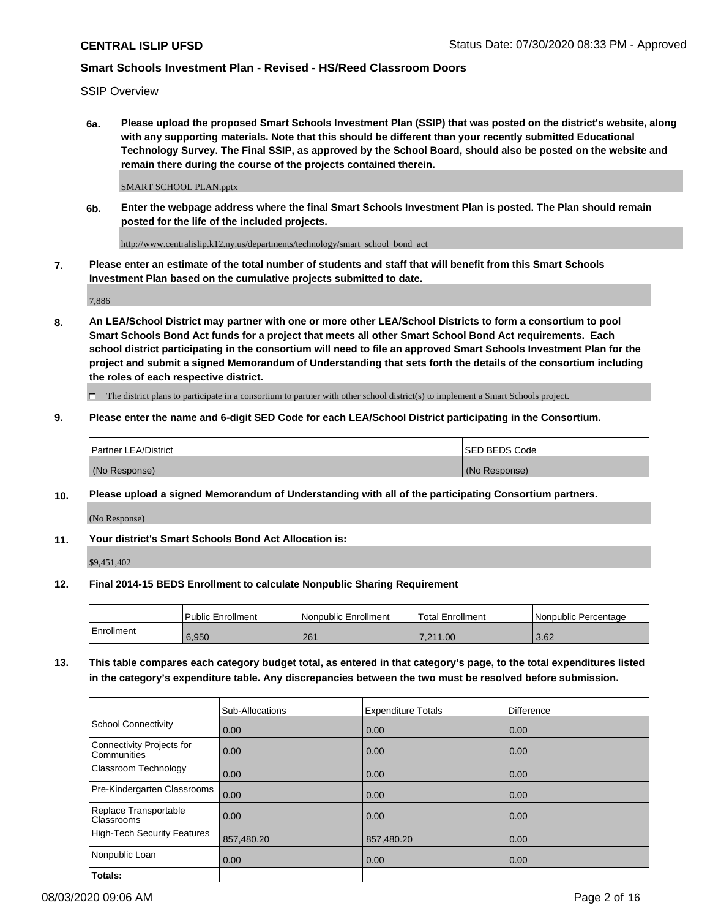SSIP Overview

**6a. Please upload the proposed Smart Schools Investment Plan (SSIP) that was posted on the district's website, along with any supporting materials. Note that this should be different than your recently submitted Educational Technology Survey. The Final SSIP, as approved by the School Board, should also be posted on the website and remain there during the course of the projects contained therein.**

SMART SCHOOL PLAN.pptx

**6b. Enter the webpage address where the final Smart Schools Investment Plan is posted. The Plan should remain posted for the life of the included projects.**

http://www.centralislip.k12.ny.us/departments/technology/smart_school_bond_act

**7. Please enter an estimate of the total number of students and staff that will benefit from this Smart Schools Investment Plan based on the cumulative projects submitted to date.**

7,886

**8. An LEA/School District may partner with one or more other LEA/School Districts to form a consortium to pool Smart Schools Bond Act funds for a project that meets all other Smart School Bond Act requirements. Each school district participating in the consortium will need to file an approved Smart Schools Investment Plan for the project and submit a signed Memorandum of Understanding that sets forth the details of the consortium including the roles of each respective district.**

☐ The district plans to participate in a consortium to partner with other school district(s) to implement a Smart Schools project.

**9. Please enter the name and 6-digit SED Code for each LEA/School District participating in the Consortium.**

| Partner LEA/District | SED BEDS Code |
|---|---|
| (No Response) | (No Response) |

**10. Please upload a signed Memorandum of Understanding with all of the participating Consortium partners.**

(No Response)

**11. Your district's Smart Schools Bond Act Allocation is:**

$9,451,402

**12. Final 2014-15 BEDS Enrollment to calculate Nonpublic Sharing Requirement**

| | Public Enrollment | Nonpublic Enrollment | Total Enrollment | Nonpublic Percentage |
|---|---|---|---|---|
| Enrollment | 6,950 | 261 | 7,211.00 | 3.62 |

**13. This table compares each category budget total, as entered in that category's page, to the total expenditures listed in the category's expenditure table. Any discrepancies between the two must be resolved before submission.**

| | Sub-Allocations | Expenditure Totals | Difference |
|---|---|---|---|
| School Connectivity | 0.00 | 0.00 | 0.00 |
| Connectivity Projects for Communities | 0.00 | 0.00 | 0.00 |
| Classroom Technology | 0.00 | 0.00 | 0.00 |
| Pre-Kindergarten Classrooms | 0.00 | 0.00 | 0.00 |
| Replace Transportable Classrooms | 0.00 | 0.00 | 0.00 |
| High-Tech Security Features | 857,480.20 | 857,480.20 | 0.00 |
| Nonpublic Loan | 0.00 | 0.00 | 0.00 |
| **Totals:** | | | |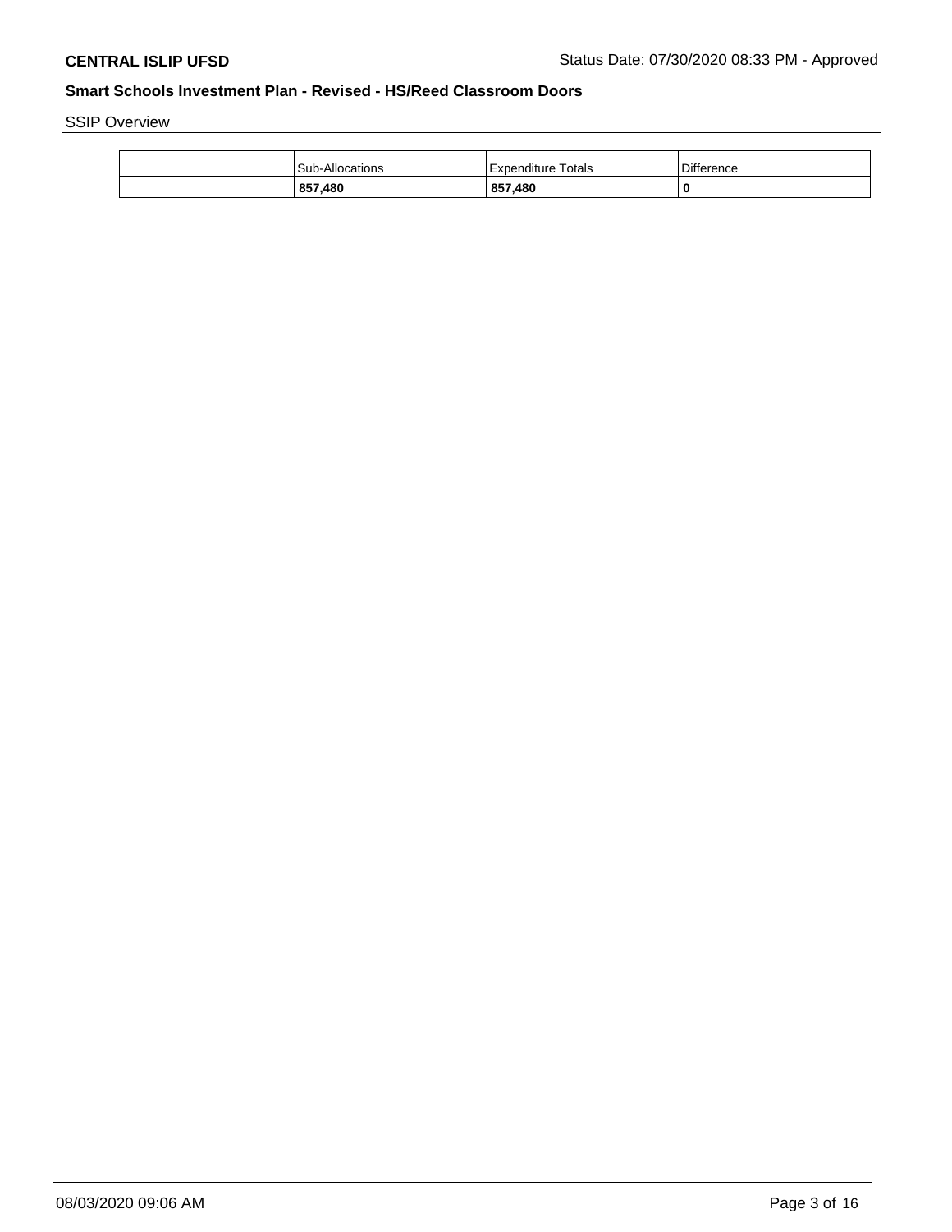**CENTRAL ISLIP UFSD** Status Date: 07/30/2020 08:33 PM - Approved

**Smart Schools Investment Plan - Revised - HS/Reed Classroom Doors**

SSIP Overview

| | Sub-Allocations | Expenditure Totals | Difference |
|---|---|---|---|
| | **857,480** | **857,480** | **0** |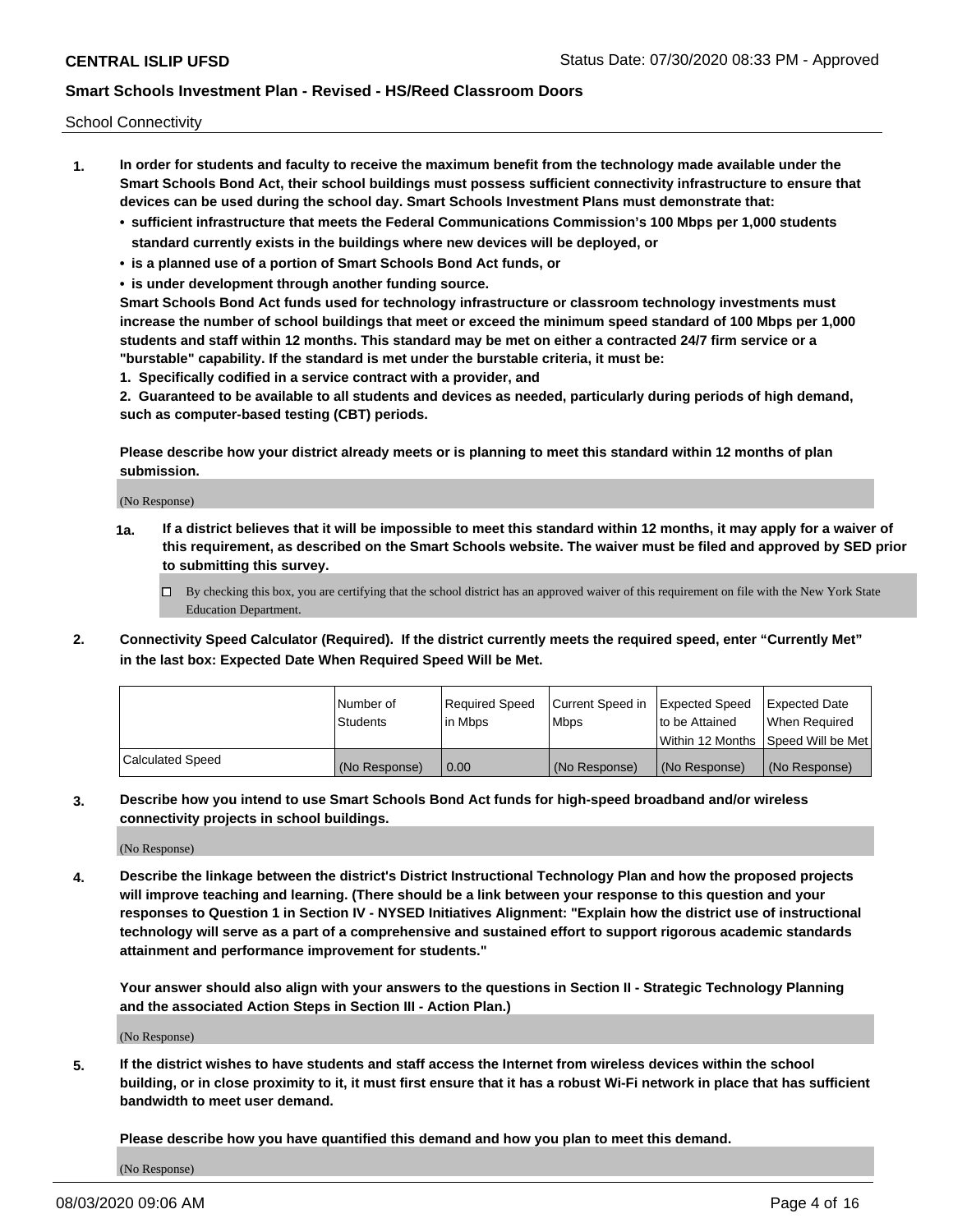School Connectivity

1. **In order for students and faculty to receive the maximum benefit from the technology made available under the Smart Schools Bond Act, their school buildings must possess sufficient connectivity infrastructure to ensure that devices can be used during the school day. Smart Schools Investment Plans must demonstrate that:**
   - **sufficient infrastructure that meets the Federal Communications Commission's 100 Mbps per 1,000 students standard currently exists in the buildings where new devices will be deployed, or**
   - **is a planned use of a portion of Smart Schools Bond Act funds, or**
   - **is under development through another funding source.**

   **Smart Schools Bond Act funds used for technology infrastructure or classroom technology investments must increase the number of school buildings that meet or exceed the minimum speed standard of 100 Mbps per 1,000 students and staff within 12 months. This standard may be met on either a contracted 24/7 firm service or a "burstable" capability. If the standard is met under the burstable criteria, it must be:**

   **1. Specifically codified in a service contract with a provider, and**

   **2. Guaranteed to be available to all students and devices as needed, particularly during periods of high demand, such as computer-based testing (CBT) periods.**

   **Please describe how your district already meets or is planning to meet this standard within 12 months of plan submission.**

   (No Response)

   **1a. If a district believes that it will be impossible to meet this standard within 12 months, it may apply for a waiver of this requirement, as described on the Smart Schools website. The waiver must be filed and approved by SED prior to submitting this survey.**

   ☐ By checking this box, you are certifying that the school district has an approved waiver of this requirement on file with the New York State Education Department.

2. **Connectivity Speed Calculator (Required). If the district currently meets the required speed, enter "Currently Met" in the last box: Expected Date When Required Speed Will be Met.**

| | Number of Students | Required Speed in Mbps | Current Speed in Mbps | Expected Speed to be Attained Within 12 Months | Expected Date When Required Speed Will be Met |
|---|---|---|---|---|---|
| Calculated Speed | (No Response) | 0.00 | (No Response) | (No Response) | (No Response) |

3. **Describe how you intend to use Smart Schools Bond Act funds for high-speed broadband and/or wireless connectivity projects in school buildings.**

   (No Response)

4. **Describe the linkage between the district's District Instructional Technology Plan and how the proposed projects will improve teaching and learning. (There should be a link between your response to this question and your responses to Question 1 in Section IV - NYSED Initiatives Alignment: "Explain how the district use of instructional technology will serve as a part of a comprehensive and sustained effort to support rigorous academic standards attainment and performance improvement for students."**

   **Your answer should also align with your answers to the questions in Section II - Strategic Technology Planning and the associated Action Steps in Section III - Action Plan.)**

   (No Response)

5. **If the district wishes to have students and staff access the Internet from wireless devices within the school building, or in close proximity to it, it must first ensure that it has a robust Wi-Fi network in place that has sufficient bandwidth to meet user demand.**

   **Please describe how you have quantified this demand and how you plan to meet this demand.**

   (No Response)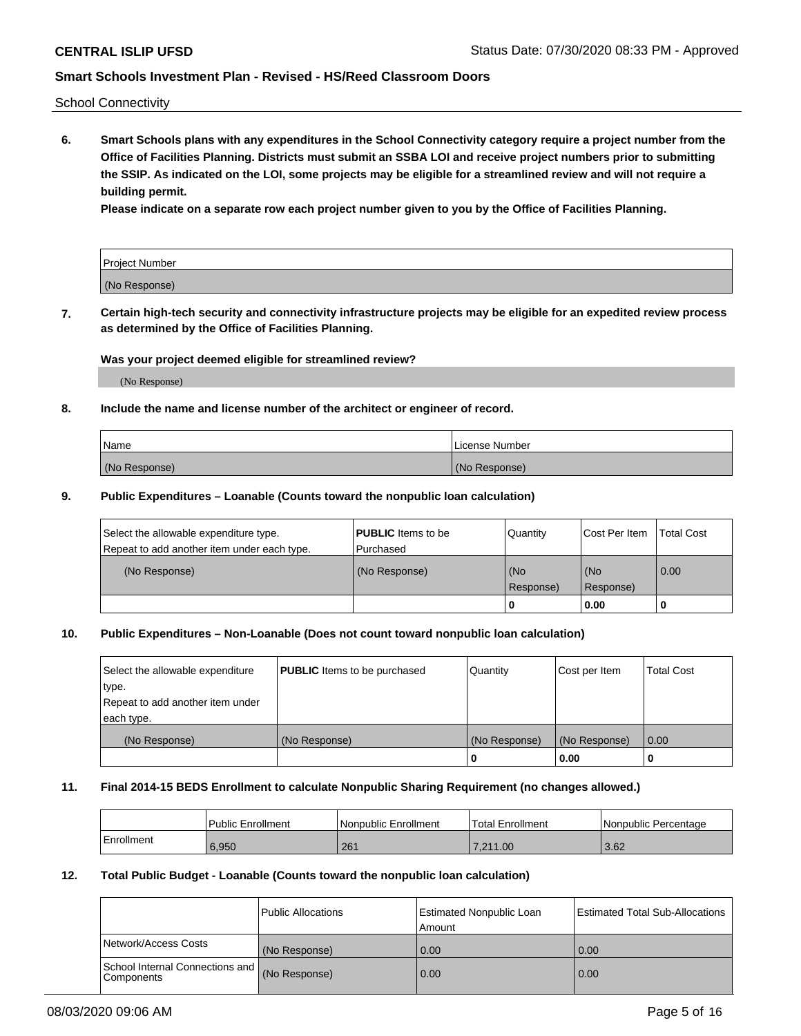School Connectivity

**6. Smart Schools plans with any expenditures in the School Connectivity category require a project number from the Office of Facilities Planning. Districts must submit an SSBA LOI and receive project numbers prior to submitting the SSIP. As indicated on the LOI, some projects may be eligible for a streamlined review and will not require a building permit.**

**Please indicate on a separate row each project number given to you by the Office of Facilities Planning.**

| Project Number |
|---|
| (No Response) |

**7. Certain high-tech security and connectivity infrastructure projects may be eligible for an expedited review process as determined by the Office of Facilities Planning.**

**Was your project deemed eligible for streamlined review?**

(No Response)

**8. Include the name and license number of the architect or engineer of record.**

| Name | License Number |
|---|---|
| (No Response) | (No Response) |

**9. Public Expenditures – Loanable (Counts toward the nonpublic loan calculation)**

| Select the allowable expenditure type. Repeat to add another item under each type. | **PUBLIC** Items to be Purchased | Quantity | Cost Per Item | Total Cost |
|---|---|---|---|---|
| (No Response) | (No Response) | (No Response) | (No Response) | 0.00 |
| | | 0 | 0.00 | 0 |

**10. Public Expenditures – Non-Loanable (Does not count toward nonpublic loan calculation)**

| Select the allowable expenditure type. Repeat to add another item under each type. | **PUBLIC** Items to be purchased | Quantity | Cost per Item | Total Cost |
|---|---|---|---|---|
| (No Response) | (No Response) | (No Response) | (No Response) | 0.00 |
| | | 0 | 0.00 | 0 |

**11. Final 2014-15 BEDS Enrollment to calculate Nonpublic Sharing Requirement (no changes allowed.)**

| | Public Enrollment | Nonpublic Enrollment | Total Enrollment | Nonpublic Percentage |
|---|---|---|---|---|
| Enrollment | 6,950 | 261 | 7,211.00 | 3.62 |

**12. Total Public Budget - Loanable (Counts toward the nonpublic loan calculation)**

| | Public Allocations | Estimated Nonpublic Loan Amount | Estimated Total Sub-Allocations |
|---|---|---|---|
| Network/Access Costs | (No Response) | 0.00 | 0.00 |
| School Internal Connections and Components | (No Response) | 0.00 | 0.00 |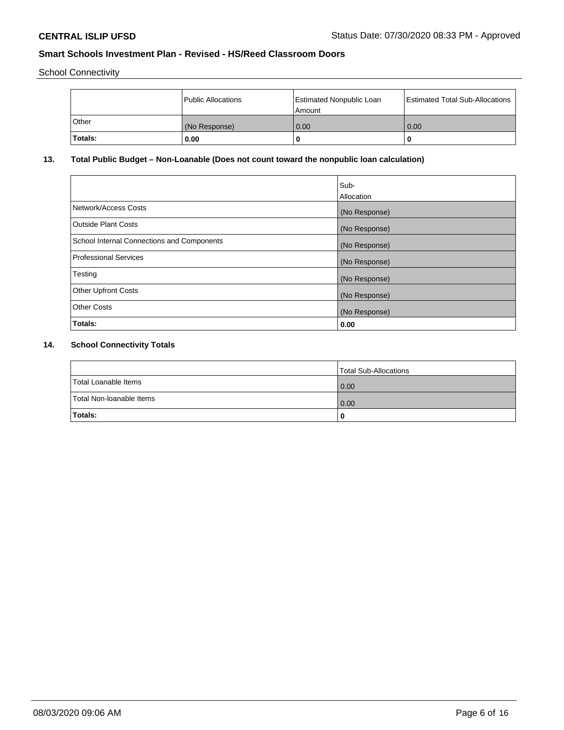School Connectivity

| | Public Allocations | Estimated Nonpublic Loan Amount | Estimated Total Sub-Allocations |
|---|---|---|---|
| Other | (No Response) | 0.00 | 0.00 |
| **Totals:** | **0.00** | **0** | **0** |

## 13. Total Public Budget – Non-Loanable (Does not count toward the nonpublic loan calculation)

| | Sub-Allocation |
|---|---|
| Network/Access Costs | (No Response) |
| Outside Plant Costs | (No Response) |
| School Internal Connections and Components | (No Response) |
| Professional Services | (No Response) |
| Testing | (No Response) |
| Other Upfront Costs | (No Response) |
| Other Costs | (No Response) |
| **Totals:** | **0.00** |

## 14. School Connectivity Totals

| | Total Sub-Allocations |
|---|---|
| Total Loanable Items | 0.00 |
| Total Non-loanable Items | 0.00 |
| **Totals:** | **0** |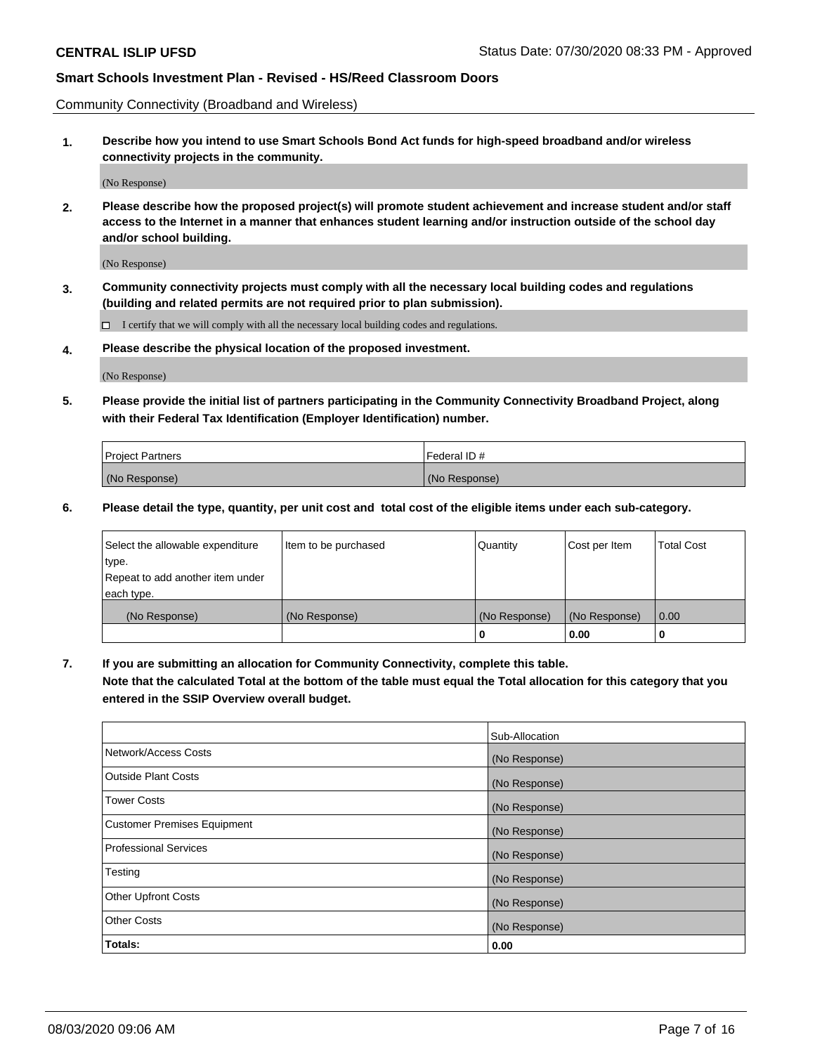Community Connectivity (Broadband and Wireless)

**1. Describe how you intend to use Smart Schools Bond Act funds for high-speed broadband and/or wireless connectivity projects in the community.**

(No Response)

**2. Please describe how the proposed project(s) will promote student achievement and increase student and/or staff access to the Internet in a manner that enhances student learning and/or instruction outside of the school day and/or school building.**

(No Response)

**3. Community connectivity projects must comply with all the necessary local building codes and regulations (building and related permits are not required prior to plan submission).**

☐ I certify that we will comply with all the necessary local building codes and regulations.

**4. Please describe the physical location of the proposed investment.**

(No Response)

**5. Please provide the initial list of partners participating in the Community Connectivity Broadband Project, along with their Federal Tax Identification (Employer Identification) number.**

| Project Partners | Federal ID # |
|---|---|
| (No Response) | (No Response) |

**6. Please detail the type, quantity, per unit cost and total cost of the eligible items under each sub-category.**

| Select the allowable expenditure type. Repeat to add another item under each type. | Item to be purchased | Quantity | Cost per Item | Total Cost |
|---|---|---|---|---|
| (No Response) | (No Response) | (No Response) | (No Response) | 0.00 |
| | | **0** | **0.00** | **0** |

**7. If you are submitting an allocation for Community Connectivity, complete this table. Note that the calculated Total at the bottom of the table must equal the Total allocation for this category that you entered in the SSIP Overview overall budget.**

| | Sub-Allocation |
|---|---|
| Network/Access Costs | (No Response) |
| Outside Plant Costs | (No Response) |
| Tower Costs | (No Response) |
| Customer Premises Equipment | (No Response) |
| Professional Services | (No Response) |
| Testing | (No Response) |
| Other Upfront Costs | (No Response) |
| Other Costs | (No Response) |
| **Totals:** | **0.00** |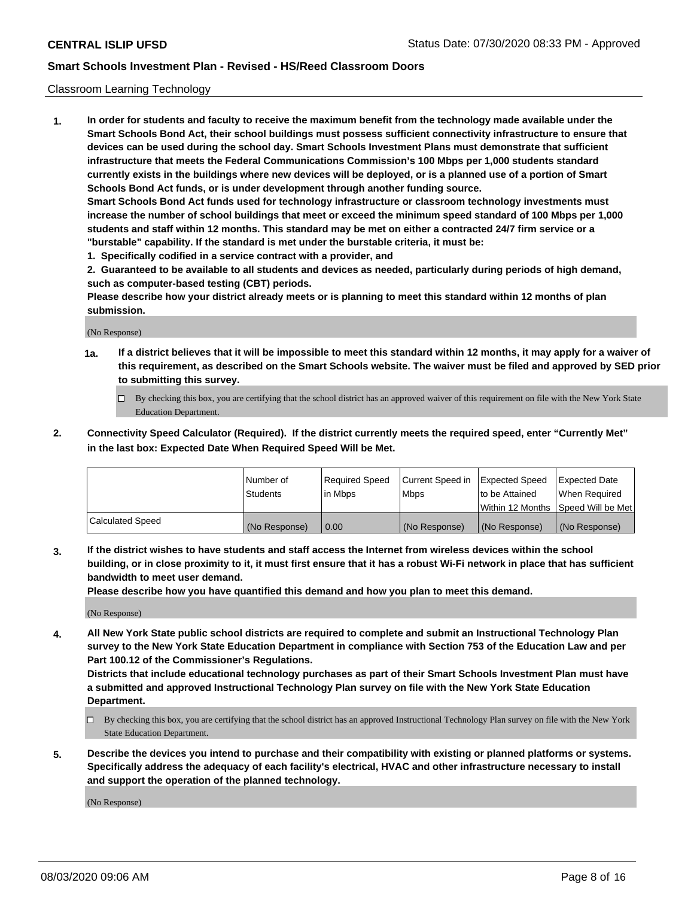Classroom Learning Technology

**1. In order for students and faculty to receive the maximum benefit from the technology made available under the Smart Schools Bond Act, their school buildings must possess sufficient connectivity infrastructure to ensure that devices can be used during the school day. Smart Schools Investment Plans must demonstrate that sufficient infrastructure that meets the Federal Communications Commission's 100 Mbps per 1,000 students standard currently exists in the buildings where new devices will be deployed, or is a planned use of a portion of Smart Schools Bond Act funds, or is under development through another funding source.**

**Smart Schools Bond Act funds used for technology infrastructure or classroom technology investments must increase the number of school buildings that meet or exceed the minimum speed standard of 100 Mbps per 1,000 students and staff within 12 months. This standard may be met on either a contracted 24/7 firm service or a "burstable" capability. If the standard is met under the burstable criteria, it must be:**

**1. Specifically codified in a service contract with a provider, and**

**2. Guaranteed to be available to all students and devices as needed, particularly during periods of high demand, such as computer-based testing (CBT) periods.**

**Please describe how your district already meets or is planning to meet this standard within 12 months of plan submission.**

(No Response)

**1a. If a district believes that it will be impossible to meet this standard within 12 months, it may apply for a waiver of this requirement, as described on the Smart Schools website. The waiver must be filed and approved by SED prior to submitting this survey.**

☐ By checking this box, you are certifying that the school district has an approved waiver of this requirement on file with the New York State Education Department.

**2. Connectivity Speed Calculator (Required). If the district currently meets the required speed, enter "Currently Met" in the last box: Expected Date When Required Speed Will be Met.**

| | Number of Students | Required Speed in Mbps | Current Speed in Mbps | Expected Speed to be Attained Within 12 Months | Expected Date When Required Speed Will be Met |
|---|---|---|---|---|---|
| Calculated Speed | (No Response) | 0.00 | (No Response) | (No Response) | (No Response) |

**3. If the district wishes to have students and staff access the Internet from wireless devices within the school building, or in close proximity to it, it must first ensure that it has a robust Wi-Fi network in place that has sufficient bandwidth to meet user demand.**

**Please describe how you have quantified this demand and how you plan to meet this demand.**

(No Response)

**4. All New York State public school districts are required to complete and submit an Instructional Technology Plan survey to the New York State Education Department in compliance with Section 753 of the Education Law and per Part 100.12 of the Commissioner's Regulations.**

**Districts that include educational technology purchases as part of their Smart Schools Investment Plan must have a submitted and approved Instructional Technology Plan survey on file with the New York State Education Department.**

☐ By checking this box, you are certifying that the school district has an approved Instructional Technology Plan survey on file with the New York State Education Department.

**5. Describe the devices you intend to purchase and their compatibility with existing or planned platforms or systems. Specifically address the adequacy of each facility's electrical, HVAC and other infrastructure necessary to install and support the operation of the planned technology.**

(No Response)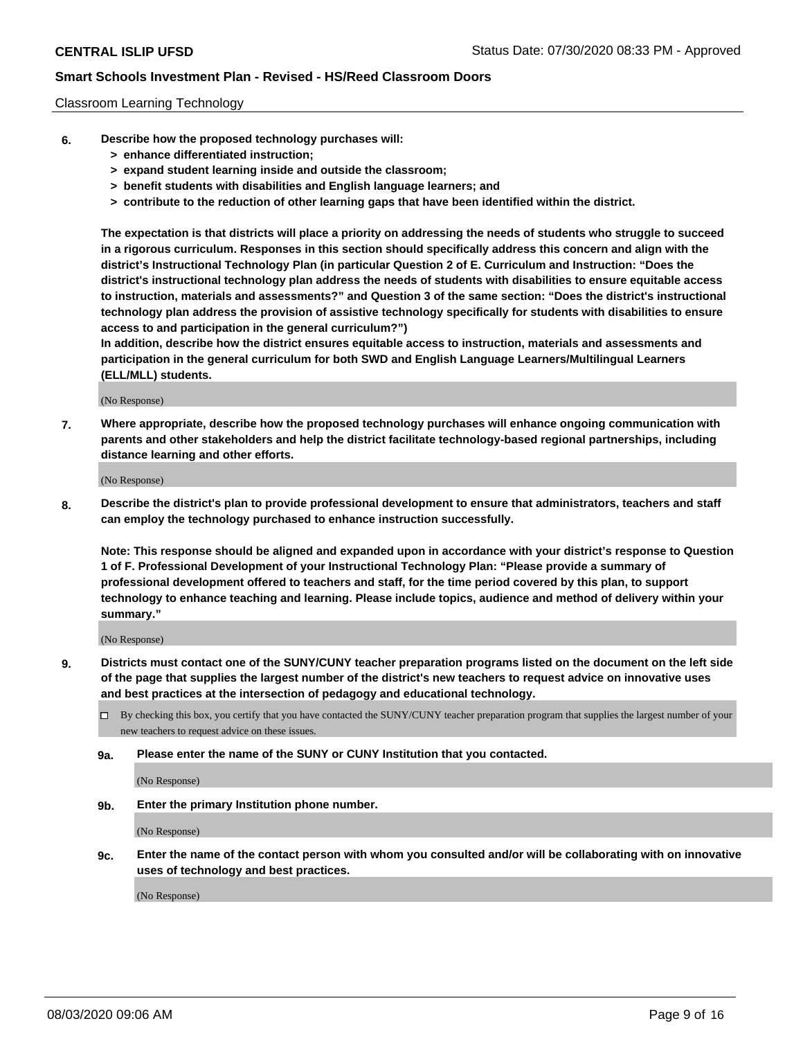Classroom Learning Technology

6. **Describe how the proposed technology purchases will:**
   - **> enhance differentiated instruction;**
   - **> expand student learning inside and outside the classroom;**
   - **> benefit students with disabilities and English language learners; and**
   - **> contribute to the reduction of other learning gaps that have been identified within the district.**

   **The expectation is that districts will place a priority on addressing the needs of students who struggle to succeed in a rigorous curriculum. Responses in this section should specifically address this concern and align with the district's Instructional Technology Plan (in particular Question 2 of E. Curriculum and Instruction: "Does the district's instructional technology plan address the needs of students with disabilities to ensure equitable access to instruction, materials and assessments?" and Question 3 of the same section: "Does the district's instructional technology plan address the provision of assistive technology specifically for students with disabilities to ensure access to and participation in the general curriculum?")**

   **In addition, describe how the district ensures equitable access to instruction, materials and assessments and participation in the general curriculum for both SWD and English Language Learners/Multilingual Learners (ELL/MLL) students.**

   (No Response)

7. **Where appropriate, describe how the proposed technology purchases will enhance ongoing communication with parents and other stakeholders and help the district facilitate technology-based regional partnerships, including distance learning and other efforts.**

   (No Response)

8. **Describe the district's plan to provide professional development to ensure that administrators, teachers and staff can employ the technology purchased to enhance instruction successfully.**

   **Note: This response should be aligned and expanded upon in accordance with your district's response to Question 1 of F. Professional Development of your Instructional Technology Plan: "Please provide a summary of professional development offered to teachers and staff, for the time period covered by this plan, to support technology to enhance teaching and learning. Please include topics, audience and method of delivery within your summary."**

   (No Response)

9. **Districts must contact one of the SUNY/CUNY teacher preparation programs listed on the document on the left side of the page that supplies the largest number of the district's new teachers to request advice on innovative uses and best practices at the intersection of pedagogy and educational technology.**

   ☐ By checking this box, you certify that you have contacted the SUNY/CUNY teacher preparation program that supplies the largest number of your new teachers to request advice on these issues.

   **9a. Please enter the name of the SUNY or CUNY Institution that you contacted.**

   (No Response)

   **9b. Enter the primary Institution phone number.**

   (No Response)

   **9c. Enter the name of the contact person with whom you consulted and/or will be collaborating with on innovative uses of technology and best practices.**

   (No Response)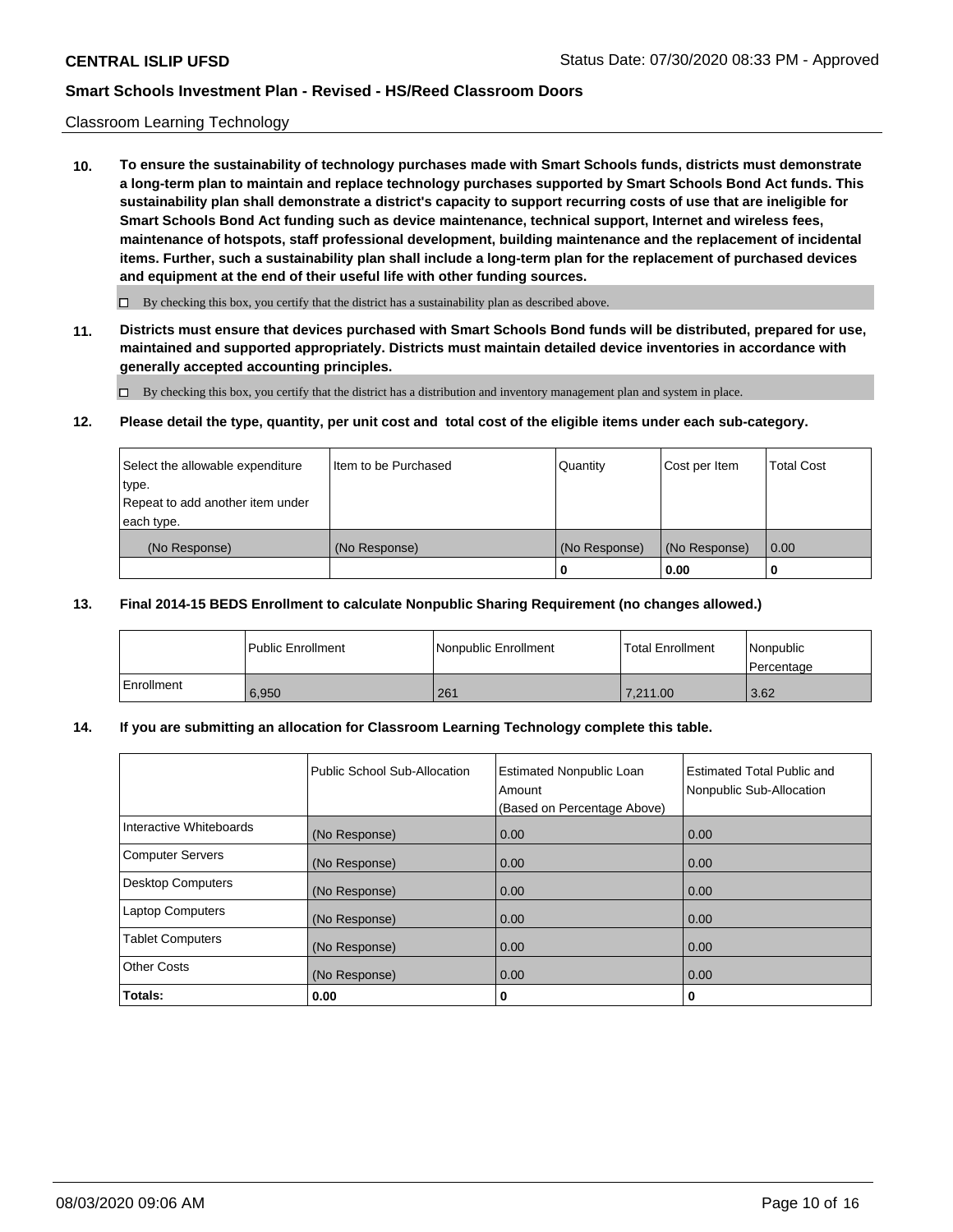Classroom Learning Technology

**10. To ensure the sustainability of technology purchases made with Smart Schools funds, districts must demonstrate a long-term plan to maintain and replace technology purchases supported by Smart Schools Bond Act funds. This sustainability plan shall demonstrate a district's capacity to support recurring costs of use that are ineligible for Smart Schools Bond Act funding such as device maintenance, technical support, Internet and wireless fees, maintenance of hotspots, staff professional development, building maintenance and the replacement of incidental items. Further, such a sustainability plan shall include a long-term plan for the replacement of purchased devices and equipment at the end of their useful life with other funding sources.**

☐ By checking this box, you certify that the district has a sustainability plan as described above.

**11. Districts must ensure that devices purchased with Smart Schools Bond funds will be distributed, prepared for use, maintained and supported appropriately. Districts must maintain detailed device inventories in accordance with generally accepted accounting principles.**

☐ By checking this box, you certify that the district has a distribution and inventory management plan and system in place.

**12. Please detail the type, quantity, per unit cost and total cost of the eligible items under each sub-category.**

| Select the allowable expenditure type. Repeat to add another item under each type. | Item to be Purchased | Quantity | Cost per Item | Total Cost |
|---|---|---|---|---|
| (No Response) | (No Response) | (No Response) | (No Response) | 0.00 |
| | | **0** | **0.00** | **0** |

**13. Final 2014-15 BEDS Enrollment to calculate Nonpublic Sharing Requirement (no changes allowed.)**

| | Public Enrollment | Nonpublic Enrollment | Total Enrollment | Nonpublic Percentage |
|---|---|---|---|---|
| Enrollment | 6,950 | 261 | 7,211.00 | 3.62 |

**14. If you are submitting an allocation for Classroom Learning Technology complete this table.**

| | Public School Sub-Allocation | Estimated Nonpublic Loan Amount (Based on Percentage Above) | Estimated Total Public and Nonpublic Sub-Allocation |
|---|---|---|---|
| Interactive Whiteboards | (No Response) | 0.00 | 0.00 |
| Computer Servers | (No Response) | 0.00 | 0.00 |
| Desktop Computers | (No Response) | 0.00 | 0.00 |
| Laptop Computers | (No Response) | 0.00 | 0.00 |
| Tablet Computers | (No Response) | 0.00 | 0.00 |
| Other Costs | (No Response) | 0.00 | 0.00 |
| **Totals:** | **0.00** | **0** | **0** |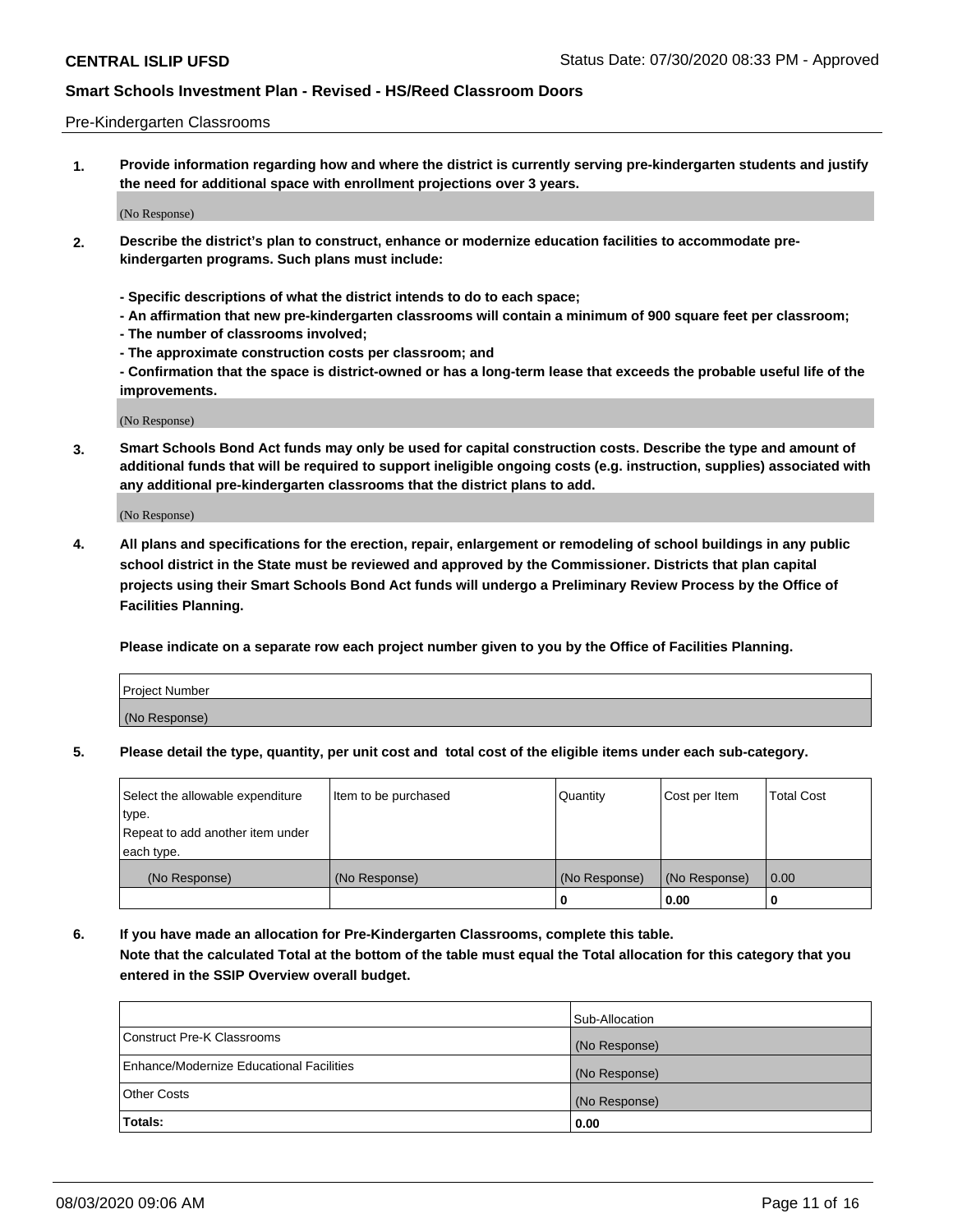Pre-Kindergarten Classrooms

**1. Provide information regarding how and where the district is currently serving pre-kindergarten students and justify the need for additional space with enrollment projections over 3 years.**

(No Response)

**2. Describe the district's plan to construct, enhance or modernize education facilities to accommodate pre-kindergarten programs. Such plans must include:**

**- Specific descriptions of what the district intends to do to each space;**
**- An affirmation that new pre-kindergarten classrooms will contain a minimum of 900 square feet per classroom;**
**- The number of classrooms involved;**
**- The approximate construction costs per classroom; and**
**- Confirmation that the space is district-owned or has a long-term lease that exceeds the probable useful life of the improvements.**

(No Response)

**3. Smart Schools Bond Act funds may only be used for capital construction costs. Describe the type and amount of additional funds that will be required to support ineligible ongoing costs (e.g. instruction, supplies) associated with any additional pre-kindergarten classrooms that the district plans to add.**

(No Response)

**4. All plans and specifications for the erection, repair, enlargement or remodeling of school buildings in any public school district in the State must be reviewed and approved by the Commissioner. Districts that plan capital projects using their Smart Schools Bond Act funds will undergo a Preliminary Review Process by the Office of Facilities Planning.**

**Please indicate on a separate row each project number given to you by the Office of Facilities Planning.**

| Project Number |
|---|
| (No Response) |

**5. Please detail the type, quantity, per unit cost and total cost of the eligible items under each sub-category.**

| Select the allowable expenditure type. Repeat to add another item under each type. | Item to be purchased | Quantity | Cost per Item | Total Cost |
|---|---|---|---|---|
| (No Response) | (No Response) | (No Response) | (No Response) | 0.00 |
| | | 0 | 0.00 | 0 |

**6. If you have made an allocation for Pre-Kindergarten Classrooms, complete this table.**
**Note that the calculated Total at the bottom of the table must equal the Total allocation for this category that you entered in the SSIP Overview overall budget.**

| | Sub-Allocation |
|---|---|
| Construct Pre-K Classrooms | (No Response) |
| Enhance/Modernize Educational Facilities | (No Response) |
| Other Costs | (No Response) |
| **Totals:** | **0.00** |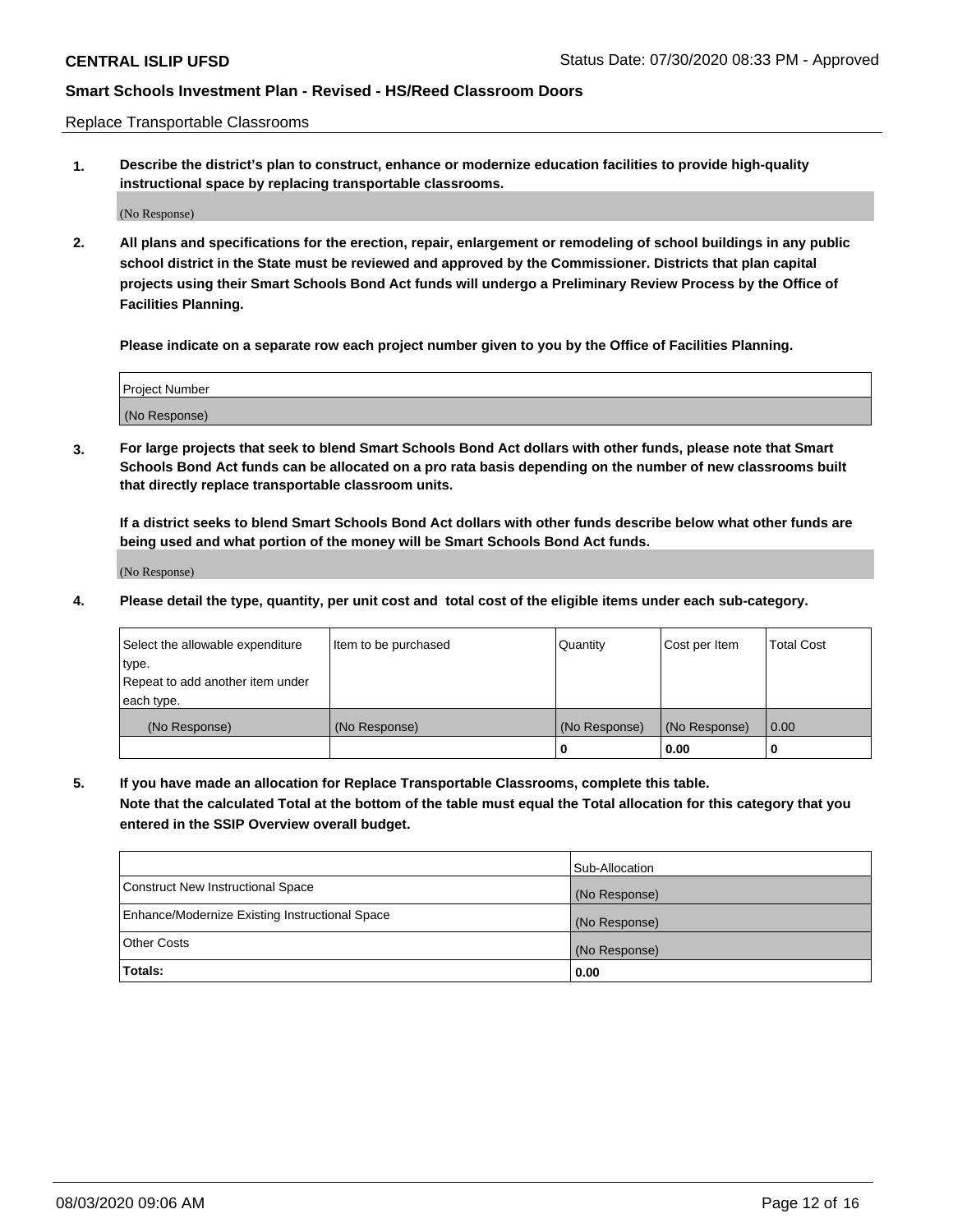Replace Transportable Classrooms

1. **Describe the district's plan to construct, enhance or modernize education facilities to provide high-quality instructional space by replacing transportable classrooms.**

(No Response)

2. **All plans and specifications for the erection, repair, enlargement or remodeling of school buildings in any public school district in the State must be reviewed and approved by the Commissioner. Districts that plan capital projects using their Smart Schools Bond Act funds will undergo a Preliminary Review Process by the Office of Facilities Planning.**

**Please indicate on a separate row each project number given to you by the Office of Facilities Planning.**

| Project Number |
| --- |
| (No Response) |

3. **For large projects that seek to blend Smart Schools Bond Act dollars with other funds, please note that Smart Schools Bond Act funds can be allocated on a pro rata basis depending on the number of new classrooms built that directly replace transportable classroom units.**

**If a district seeks to blend Smart Schools Bond Act dollars with other funds describe below what other funds are being used and what portion of the money will be Smart Schools Bond Act funds.**

(No Response)

4. **Please detail the type, quantity, per unit cost and total cost of the eligible items under each sub-category.**

| Select the allowable expenditure type. Repeat to add another item under each type. | Item to be purchased | Quantity | Cost per Item | Total Cost |
| --- | --- | --- | --- | --- |
| (No Response) | (No Response) | (No Response) | (No Response) | 0.00 |
| | | 0 | 0.00 | 0 |

5. **If you have made an allocation for Replace Transportable Classrooms, complete this table. Note that the calculated Total at the bottom of the table must equal the Total allocation for this category that you entered in the SSIP Overview overall budget.**

| | Sub-Allocation |
| --- | --- |
| Construct New Instructional Space | (No Response) |
| Enhance/Modernize Existing Instructional Space | (No Response) |
| Other Costs | (No Response) |
| **Totals:** | **0.00** |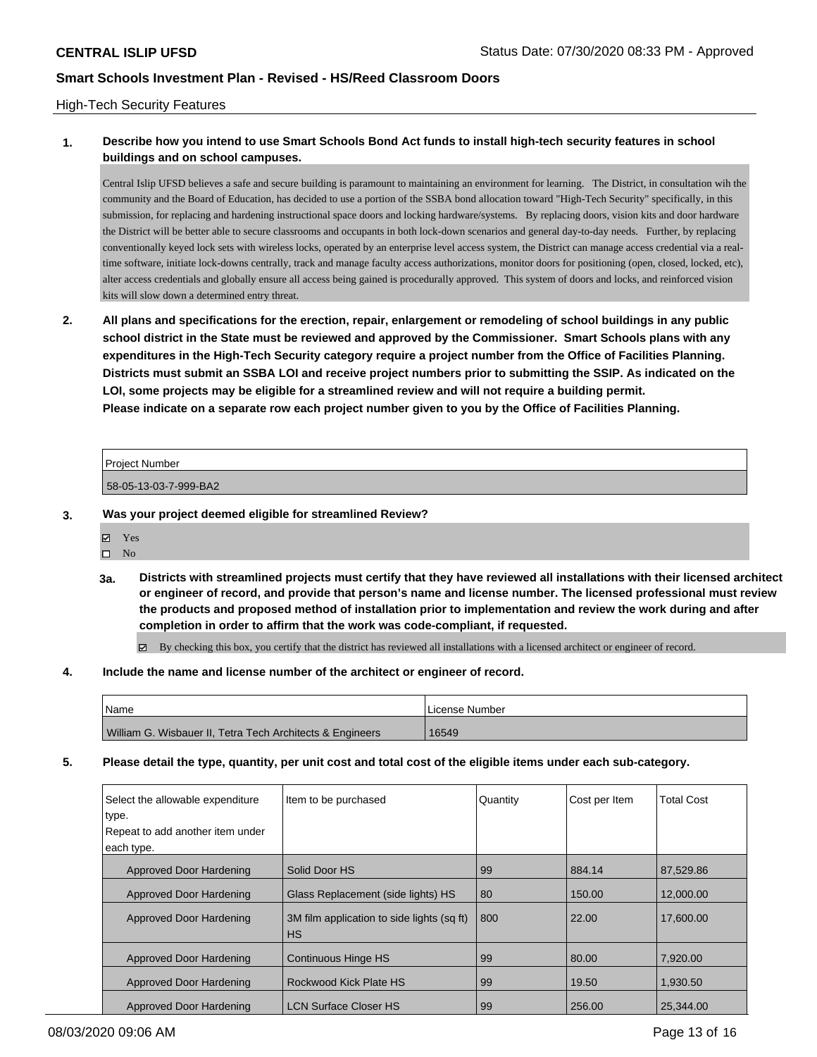High-Tech Security Features

**1. Describe how you intend to use Smart Schools Bond Act funds to install high-tech security features in school buildings and on school campuses.**

Central Islip UFSD believes a safe and secure building is paramount to maintaining an environment for learning. The District, in consultation wih the community and the Board of Education, has decided to use a portion of the SSBA bond allocation toward "High-Tech Security" specifically, in this submission, for replacing and hardening instructional space doors and locking hardware/systems. By replacing doors, vision kits and door hardware the District will be better able to secure classrooms and occupants in both lock-down scenarios and general day-to-day needs. Further, by replacing conventionally keyed lock sets with wireless locks, operated by an enterprise level access system, the District can manage access credential via a real-time software, initiate lock-downs centrally, track and manage faculty access authorizations, monitor doors for positioning (open, closed, locked, etc), alter access credentials and globally ensure all access being gained is procedurally approved. This system of doors and locks, and reinforced vision kits will slow down a determined entry threat.

**2. All plans and specifications for the erection, repair, enlargement or remodeling of school buildings in any public school district in the State must be reviewed and approved by the Commissioner. Smart Schools plans with any expenditures in the High-Tech Security category require a project number from the Office of Facilities Planning. Districts must submit an SSBA LOI and receive project numbers prior to submitting the SSIP. As indicated on the LOI, some projects may be eligible for a streamlined review and will not require a building permit.**
**Please indicate on a separate row each project number given to you by the Office of Facilities Planning.**

| Project Number |
|---|
| 58-05-13-03-7-999-BA2 |

**3. Was your project deemed eligible for streamlined Review?**

- ☑ Yes
- ☐ No

**3a. Districts with streamlined projects must certify that they have reviewed all installations with their licensed architect or engineer of record, and provide that person's name and license number. The licensed professional must review the products and proposed method of installation prior to implementation and review the work during and after completion in order to affirm that the work was code-compliant, if requested.**

☑ By checking this box, you certify that the district has reviewed all installations with a licensed architect or engineer of record.

**4. Include the name and license number of the architect or engineer of record.**

| Name | License Number |
|---|---|
| William G. Wisbauer II, Tetra Tech Architects & Engineers | 16549 |

**5. Please detail the type, quantity, per unit cost and total cost of the eligible items under each sub-category.**

| Select the allowable expenditure type. Repeat to add another item under each type. | Item to be purchased | Quantity | Cost per Item | Total Cost |
|---|---|---|---|---|
| Approved Door Hardening | Solid Door HS | 99 | 884.14 | 87,529.86 |
| Approved Door Hardening | Glass Replacement (side lights) HS | 80 | 150.00 | 12,000.00 |
| Approved Door Hardening | 3M film application to side lights (sq ft) HS | 800 | 22.00 | 17,600.00 |
| Approved Door Hardening | Continuous Hinge HS | 99 | 80.00 | 7,920.00 |
| Approved Door Hardening | Rockwood Kick Plate HS | 99 | 19.50 | 1,930.50 |
| Approved Door Hardening | LCN Surface Closer HS | 99 | 256.00 | 25,344.00 |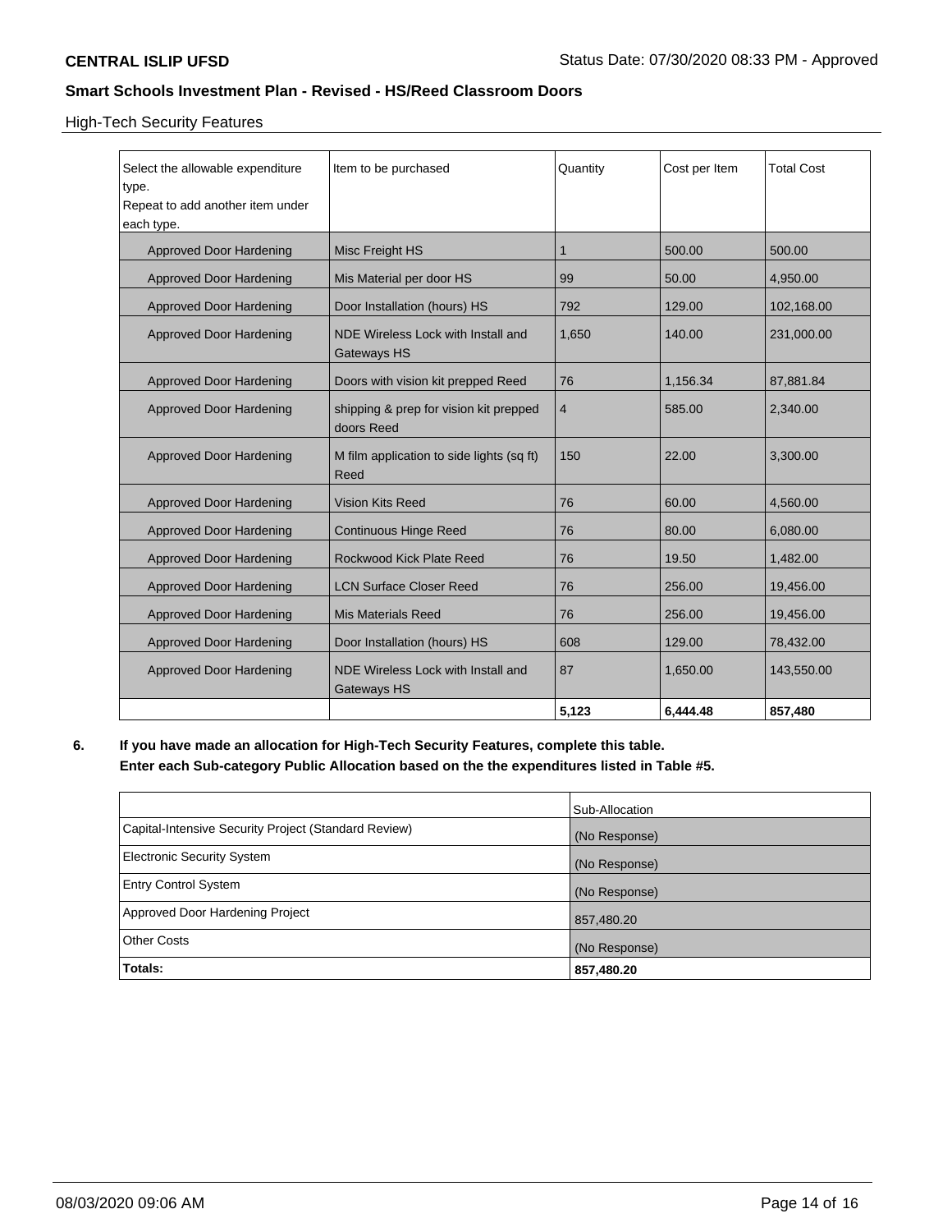**CENTRAL ISLIP UFSD** Status Date: 07/30/2020 08:33 PM - Approved

**Smart Schools Investment Plan - Revised - HS/Reed Classroom Doors**

High-Tech Security Features

| Select the allowable expenditure type. Repeat to add another item under each type. | Item to be purchased | Quantity | Cost per Item | Total Cost |
|---|---|---|---|---|
| Approved Door Hardening | Misc Freight HS | 1 | 500.00 | 500.00 |
| Approved Door Hardening | Mis Material per door HS | 99 | 50.00 | 4,950.00 |
| Approved Door Hardening | Door Installation (hours) HS | 792 | 129.00 | 102,168.00 |
| Approved Door Hardening | NDE Wireless Lock with Install and Gateways HS | 1,650 | 140.00 | 231,000.00 |
| Approved Door Hardening | Doors with vision kit prepped Reed | 76 | 1,156.34 | 87,881.84 |
| Approved Door Hardening | shipping & prep for vision kit prepped doors Reed | 4 | 585.00 | 2,340.00 |
| Approved Door Hardening | M film application to side lights (sq ft) Reed | 150 | 22.00 | 3,300.00 |
| Approved Door Hardening | Vision Kits Reed | 76 | 60.00 | 4,560.00 |
| Approved Door Hardening | Continuous Hinge Reed | 76 | 80.00 | 6,080.00 |
| Approved Door Hardening | Rockwood Kick Plate Reed | 76 | 19.50 | 1,482.00 |
| Approved Door Hardening | LCN Surface Closer Reed | 76 | 256.00 | 19,456.00 |
| Approved Door Hardening | Mis Materials Reed | 76 | 256.00 | 19,456.00 |
| Approved Door Hardening | Door Installation (hours) HS | 608 | 129.00 | 78,432.00 |
| Approved Door Hardening | NDE Wireless Lock with Install and Gateways HS | 87 | 1,650.00 | 143,550.00 |
| | | **5,123** | **6,444.48** | **857,480** |

**6. If you have made an allocation for High-Tech Security Features, complete this table. Enter each Sub-category Public Allocation based on the the expenditures listed in Table #5.**

| | Sub-Allocation |
|---|---|
| Capital-Intensive Security Project (Standard Review) | (No Response) |
| Electronic Security System | (No Response) |
| Entry Control System | (No Response) |
| Approved Door Hardening Project | 857,480.20 |
| Other Costs | (No Response) |
| **Totals:** | **857,480.20** |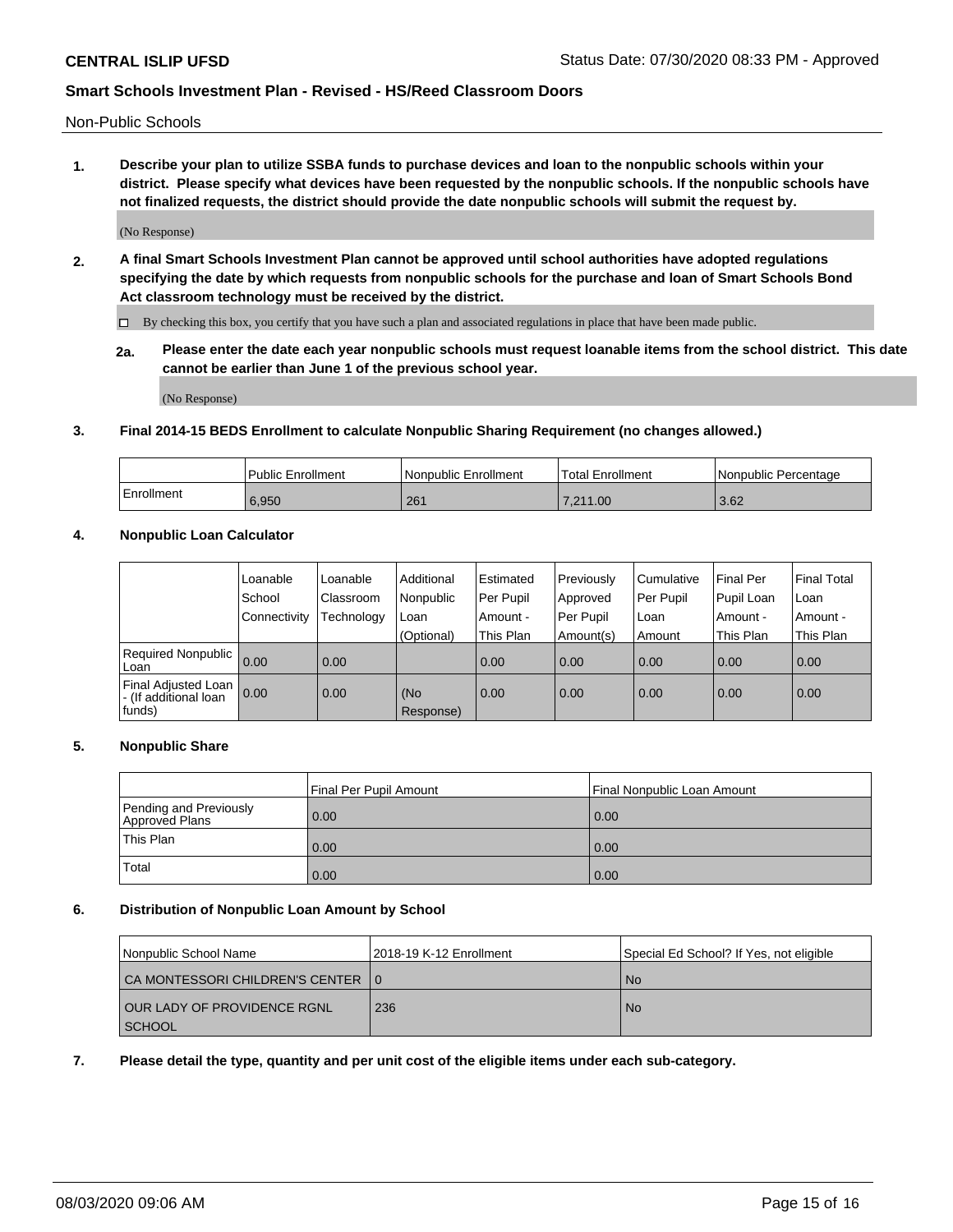Non-Public Schools

**1. Describe your plan to utilize SSBA funds to purchase devices and loan to the nonpublic schools within your district. Please specify what devices have been requested by the nonpublic schools. If the nonpublic schools have not finalized requests, the district should provide the date nonpublic schools will submit the request by.**

(No Response)

**2. A final Smart Schools Investment Plan cannot be approved until school authorities have adopted regulations specifying the date by which requests from nonpublic schools for the purchase and loan of Smart Schools Bond Act classroom technology must be received by the district.**

☐ By checking this box, you certify that you have such a plan and associated regulations in place that have been made public.

**2a. Please enter the date each year nonpublic schools must request loanable items from the school district. This date cannot be earlier than June 1 of the previous school year.**

(No Response)

**3. Final 2014-15 BEDS Enrollment to calculate Nonpublic Sharing Requirement (no changes allowed.)**

| | Public Enrollment | Nonpublic Enrollment | Total Enrollment | Nonpublic Percentage |
|---|---|---|---|---|
| Enrollment | 6,950 | 261 | 7,211.00 | 3.62 |

**4. Nonpublic Loan Calculator**

| | Loanable School Connectivity | Loanable Classroom Technology | Additional Nonpublic Loan (Optional) | Estimated Per Pupil Amount - This Plan | Previously Approved Per Pupil Amount(s) | Cumulative Per Pupil Loan Amount | Final Per Pupil Loan Amount - This Plan | Final Total Loan Amount - This Plan |
|---|---|---|---|---|---|---|---|---|
| Required Nonpublic Loan | 0.00 | 0.00 | | 0.00 | 0.00 | 0.00 | 0.00 | 0.00 |
| Final Adjusted Loan - (If additional loan funds) | 0.00 | 0.00 | (No Response) | 0.00 | 0.00 | 0.00 | 0.00 | 0.00 |

**5. Nonpublic Share**

| | Final Per Pupil Amount | Final Nonpublic Loan Amount |
|---|---|---|
| Pending and Previously Approved Plans | 0.00 | 0.00 |
| This Plan | 0.00 | 0.00 |
| Total | 0.00 | 0.00 |

**6. Distribution of Nonpublic Loan Amount by School**

| Nonpublic School Name | 2018-19 K-12 Enrollment | Special Ed School? If Yes, not eligible |
|---|---|---|
| CA MONTESSORI CHILDREN'S CENTER | 0 | No |
| OUR LADY OF PROVIDENCE RGNL SCHOOL | 236 | No |

**7. Please detail the type, quantity and per unit cost of the eligible items under each sub-category.**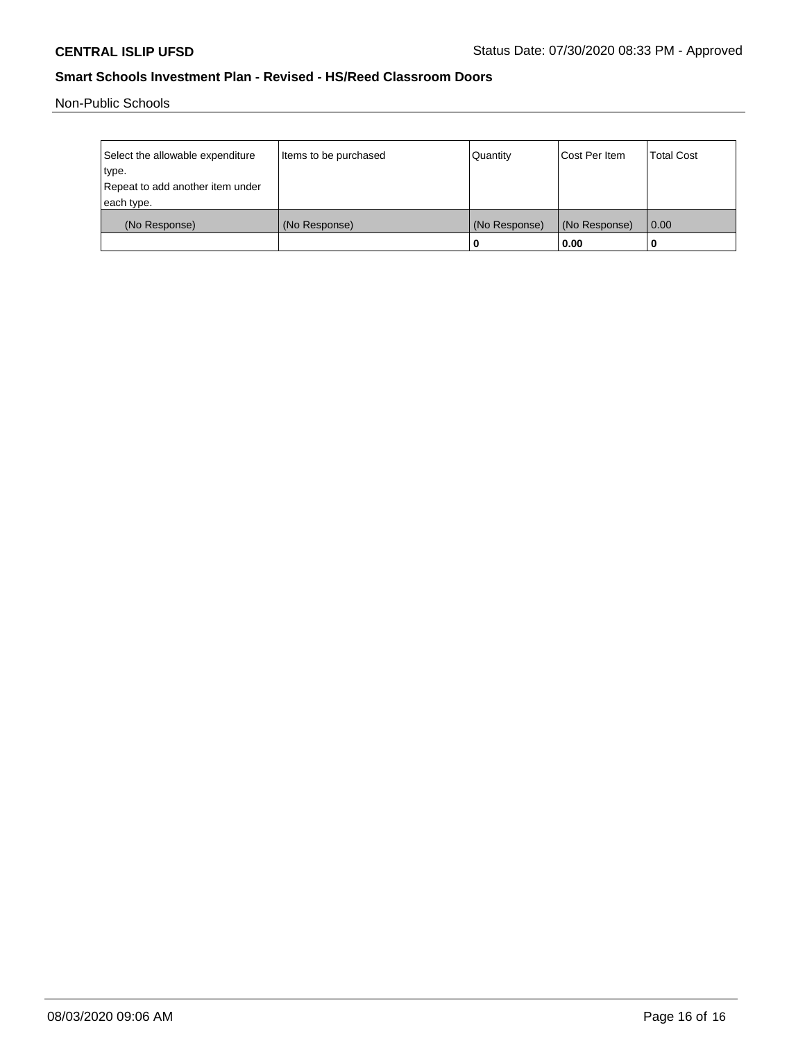Non-Public Schools

| Select the allowable expenditure type. Repeat to add another item under each type. | Items to be purchased | Quantity | Cost Per Item | Total Cost |
|---|---|---|---|---|
| (No Response) | (No Response) | (No Response) | (No Response) | 0.00 |
| | | **0** | **0.00** | **0** |